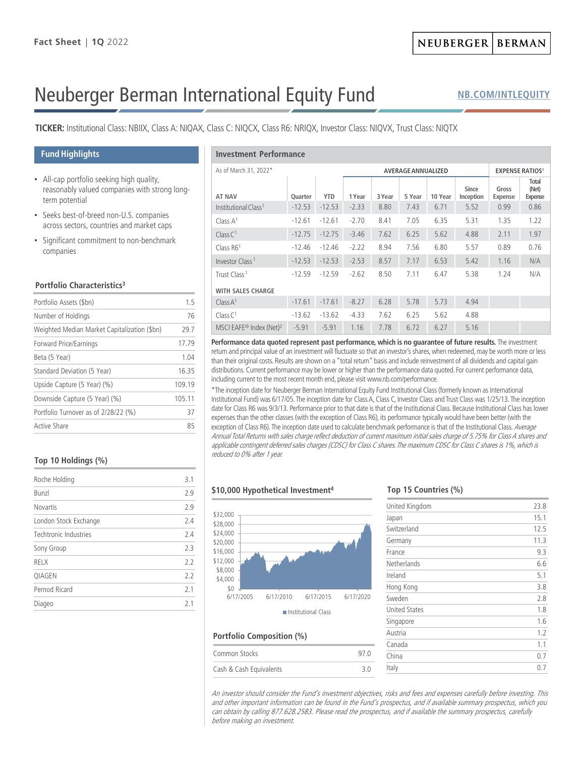Fact Sheet | 1Q 2022

NEUBERGER | BERMAN

# Neuberger Berman International Equity Fund

NB.COM/INTLEQUITY

**TICKER:** Institutional Class: NBIIX, Class A: NIQAX, Class C: NIQCX, Class R6: NRIQX, Investor Class: NIQVX, Trust Class: NIQTX

## Fund Highlights

- All-cap portfolio seeking high quality, reasonably valued companies with strong long-term potential
- Seeks best-of-breed non-U.S. companies across sectors, countries and market caps
- Significant commitment to non-benchmark companies

### Portfolio Characteristics[3]

| | |
|---|---|
| Portfolio Assets ($bn) | 1.5 |
| Number of Holdings | 76 |
| Weighted Median Market Capitalization ($bn) | 29.7 |
| Forward Price/Earnings | 17.79 |
| Beta (5 Year) | 1.04 |
| Standard Deviation (5 Year) | 16.35 |
| Upside Capture (5 Year) (%) | 109.19 |
| Downside Capture (5 Year) (%) | 105.11 |
| Portfolio Turnover as of 2/28/22 (%) | 37 |
| Active Share | 85 |

### Top 10 Holdings (%)

| | |
|---|---|
| Roche Holding | 3.1 |
| Bunzl | 2.9 |
| Novartis | 2.9 |
| London Stock Exchange | 2.4 |
| Techtronic Industries | 2.4 |
| Sony Group | 2.3 |
| RELX | 2.2 |
| QIAGEN | 2.2 |
| Pernod Ricard | 2.1 |
| Diageo | 2.1 |

## Investment Performance

| As of March 31, 2022* | | | AVERAGE ANNUALIZED | | | | | EXPENSE RATIOS[1] | |
|---|---|---|---|---|---|---|---|---|---|
| AT NAV | Quarter | YTD | 1 Year | 3 Year | 5 Year | 10 Year | Since Inception | Gross Expense | Total (Net) Expense |
| Institutional Class[1] | -12.53 | -12.53 | -2.33 | 8.80 | 7.43 | 6.71 | 5.52 | 0.99 | 0.86 |
| Class A[1] | -12.61 | -12.61 | -2.70 | 8.41 | 7.05 | 6.35 | 5.31 | 1.35 | 1.22 |
| Class C[1] | -12.75 | -12.75 | -3.46 | 7.62 | 6.25 | 5.62 | 4.88 | 2.11 | 1.97 |
| Class R6[1] | -12.46 | -12.46 | -2.22 | 8.94 | 7.56 | 6.80 | 5.57 | 0.89 | 0.76 |
| Investor Class[1] | -12.53 | -12.53 | -2.53 | 8.57 | 7.17 | 6.53 | 5.42 | 1.16 | N/A |
| Trust Class[1] | -12.59 | -12.59 | -2.62 | 8.50 | 7.11 | 6.47 | 5.38 | 1.24 | N/A |
| **WITH SALES CHARGE** | | | | | | | | | |
| Class A[1] | -17.61 | -17.61 | -8.27 | 6.28 | 5.78 | 5.73 | 4.94 | | |
| Class C[1] | -13.62 | -13.62 | -4.33 | 7.62 | 6.25 | 5.62 | 4.88 | | |
| MSCI EAFE® Index (Net)[2] | -5.91 | -5.91 | 1.16 | 7.78 | 6.72 | 6.27 | 5.16 | | |

**Performance data quoted represent past performance, which is no guarantee of future results.** The investment return and principal value of an investment will fluctuate so that an investor's shares, when redeemed, may be worth more or less than their original costs. Results are shown on a "total return" basis and include reinvestment of all dividends and capital gain distributions. Current performance may be lower or higher than the performance data quoted. For current performance data, including current to the most recent month end, please visit www.nb.com/performance.

*The inception date for Neuberger Berman International Equity Fund Institutional Class (formerly known as International Institutional Fund) was 6/17/05. The inception date for Class A, Class C, Investor Class and Trust Class was 1/25/13. The inception date for Class R6 was 9/3/13. Performance prior to that date is that of the Institutional Class. Because Institutional Class has lower expenses than the other classes (with the exception of Class R6), its performance typically would have been better (with the exception of Class R6). The inception date used to calculate benchmark performance is that of the Institutional Class. *Average Annual Total Returns with sales charge reflect deduction of current maximum initial sales charge of 5.75% for Class A shares and applicable contingent deferred sales charges (CDSC) for Class C shares. The maximum CDSC for Class C shares is 1%, which is reduced to 0% after 1 year.*

### $10,000 Hypothetical Investment[4]

$32,000 / $28,000 / $24,000 / $20,000 / $16,000 / $12,000 / $8,000 / $4,000 / $0

6/17/2005 6/17/2010 6/17/2015 6/17/2020

Institutional Class

### Portfolio Composition (%)

| | |
|---|---|
| Common Stocks | 97.0 |
| Cash & Cash Equivalents | 3.0 |

### Top 15 Countries (%)

| | |
|---|---|
| United Kingdom | 23.8 |
| Japan | 15.1 |
| Switzerland | 12.5 |
| Germany | 11.3 |
| France | 9.3 |
| Netherlands | 6.6 |
| Ireland | 5.1 |
| Hong Kong | 3.8 |
| Sweden | 2.8 |
| United States | 1.8 |
| Singapore | 1.6 |
| Austria | 1.2 |
| Canada | 1.1 |
| China | 0.7 |
| Italy | 0.7 |

*An investor should consider the Fund's investment objectives, risks and fees and expenses carefully before investing. This and other important information can be found in the Fund's prospectus, and if available summary prospectus, which you can obtain by calling 877.628.2583. Please read the prospectus, and if available the summary prospectus, carefully before making an investment.*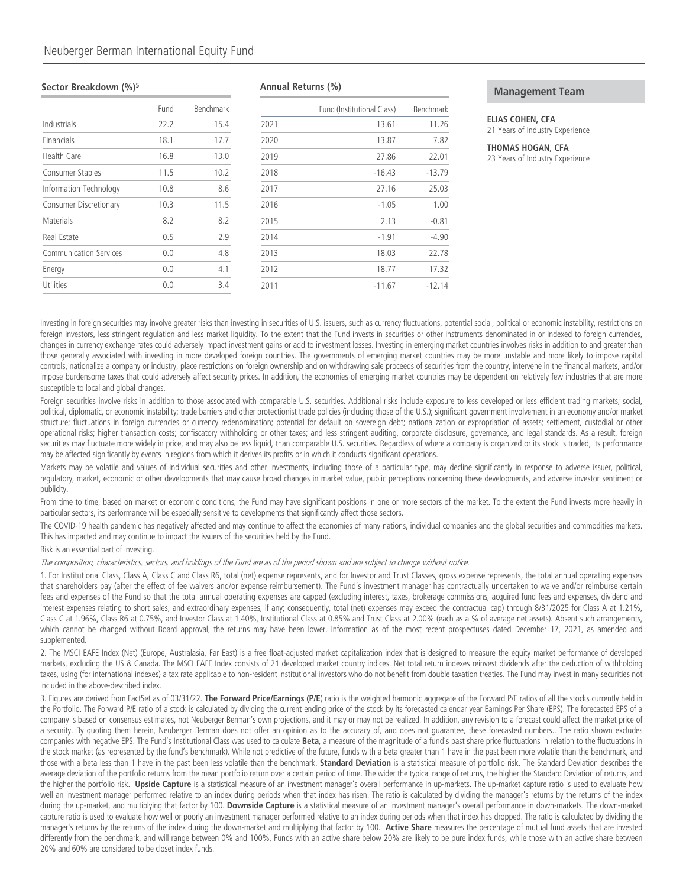## Sector Breakdown (%)[5]

| | Fund | Benchmark |
|---|---|---|
| Industrials | 22.2 | 15.4 |
| Financials | 18.1 | 17.7 |
| Health Care | 16.8 | 13.0 |
| Consumer Staples | 11.5 | 10.2 |
| Information Technology | 10.8 | 8.6 |
| Consumer Discretionary | 10.3 | 11.5 |
| Materials | 8.2 | 8.2 |
| Real Estate | 0.5 | 2.9 |
| Communication Services | 0.0 | 4.8 |
| Energy | 0.0 | 4.1 |
| Utilities | 0.0 | 3.4 |

## Annual Returns (%)

| | Fund (Institutional Class) | Benchmark |
|---|---|---|
| 2021 | 13.61 | 11.26 |
| 2020 | 13.87 | 7.82 |
| 2019 | 27.86 | 22.01 |
| 2018 | -16.43 | -13.79 |
| 2017 | 27.16 | 25.03 |
| 2016 | -1.05 | 1.00 |
| 2015 | 2.13 | -0.81 |
| 2014 | -1.91 | -4.90 |
| 2013 | 18.03 | 22.78 |
| 2012 | 18.77 | 17.32 |
| 2011 | -11.67 | -12.14 |

## Management Team

**ELIAS COHEN, CFA**
21 Years of Industry Experience

**THOMAS HOGAN, CFA**
23 Years of Industry Experience

Investing in foreign securities may involve greater risks than investing in securities of U.S. issuers, such as currency fluctuations, potential social, political or economic instability, restrictions on foreign investors, less stringent regulation and less market liquidity. To the extent that the Fund invests in securities or other instruments denominated in or indexed to foreign currencies, changes in currency exchange rates could adversely impact investment gains or add to investment losses. Investing in emerging market countries involves risks in addition to and greater than those generally associated with investing in more developed foreign countries. The governments of emerging market countries may be more unstable and more likely to impose capital controls, nationalize a company or industry, place restrictions on foreign ownership and on withdrawing sale proceeds of securities from the country, intervene in the financial markets, and/or impose burdensome taxes that could adversely affect security prices. In addition, the economies of emerging market countries may be dependent on relatively few industries that are more susceptible to local and global changes.

Foreign securities involve risks in addition to those associated with comparable U.S. securities. Additional risks include exposure to less developed or less efficient trading markets; social, political, diplomatic, or economic instability; trade barriers and other protectionist trade policies (including those of the U.S.); significant government involvement in an economy and/or market structure; fluctuations in foreign currencies or currency redenomination; potential for default on sovereign debt; nationalization or expropriation of assets; settlement, custodial or other operational risks; higher transaction costs; confiscatory withholding or other taxes; and less stringent auditing, corporate disclosure, governance, and legal standards. As a result, foreign securities may fluctuate more widely in price, and may also be less liquid, than comparable U.S. securities. Regardless of where a company is organized or its stock is traded, its performance may be affected significantly by events in regions from which it derives its profits or in which it conducts significant operations.

Markets may be volatile and values of individual securities and other investments, including those of a particular type, may decline significantly in response to adverse issuer, political, regulatory, market, economic or other developments that may cause broad changes in market value, public perceptions concerning these developments, and adverse investor sentiment or publicity.

From time to time, based on market or economic conditions, the Fund may have significant positions in one or more sectors of the market. To the extent the Fund invests more heavily in particular sectors, its performance will be especially sensitive to developments that significantly affect those sectors.

The COVID-19 health pandemic has negatively affected and may continue to affect the economies of many nations, individual companies and the global securities and commodities markets. This has impacted and may continue to impact the issuers of the securities held by the Fund.

Risk is an essential part of investing.

*The composition, characteristics, sectors, and holdings of the Fund are as of the period shown and are subject to change without notice.*

1. For Institutional Class, Class A, Class C and Class R6, total (net) expense represents, and for Investor and Trust Classes, gross expense represents, the total annual operating expenses that shareholders pay (after the effect of fee waivers and/or expense reimbursement). The Fund's investment manager has contractually undertaken to waive and/or reimburse certain fees and expenses of the Fund so that the total annual operating expenses are capped (excluding interest, taxes, brokerage commissions, acquired fund fees and expenses, dividend and interest expenses relating to short sales, and extraordinary expenses, if any; consequently, total (net) expenses may exceed the contractual cap) through 8/31/2025 for Class A at 1.21%, Class C at 1.96%, Class R6 at 0.75%, and Investor Class at 1.40%, Institutional Class at 0.85% and Trust Class at 2.00% (each as a % of average net assets). Absent such arrangements, which cannot be changed without Board approval, the returns may have been lower. Information as of the most recent prospectuses dated December 17, 2021, as amended and supplemented.

2. The MSCI EAFE Index (Net) (Europe, Australasia, Far East) is a free float-adjusted market capitalization index that is designed to measure the equity market performance of developed markets, excluding the US & Canada. The MSCI EAFE Index consists of 21 developed market country indices. Net total return indexes reinvest dividends after the deduction of withholding taxes, using (for international indexes) a tax rate applicable to non-resident institutional investors who do not benefit from double taxation treaties. The Fund may invest in many securities not included in the above-described index.

3. Figures are derived from FactSet as of 03/31/22. **The Forward Price/Earnings (P/E**) ratio is the weighted harmonic aggregate of the Forward P/E ratios of all the stocks currently held in the Portfolio. The Forward P/E ratio of a stock is calculated by dividing the current ending price of the stock by its forecasted calendar year Earnings Per Share (EPS). The forecasted EPS of a company is based on consensus estimates, not Neuberger Berman's own projections, and it may or may not be realized. In addition, any revision to a forecast could affect the market price of a security. By quoting them herein, Neuberger Berman does not offer an opinion as to the accuracy of, and does not guarantee, these forecasted numbers.. The ratio shown excludes companies with negative EPS. The Fund's Institutional Class was used to calculate **Beta**, a measure of the magnitude of a fund's past share price fluctuations in relation to the fluctuations in the stock market (as represented by the fund's benchmark). While not predictive of the future, funds with a beta greater than 1 have in the past been more volatile than the benchmark, and those with a beta less than 1 have in the past been less volatile than the benchmark. **Standard Deviation** is a statistical measure of portfolio risk. The Standard Deviation describes the average deviation of the portfolio returns from the mean portfolio return over a certain period of time. The wider the typical range of returns, the higher the Standard Deviation of returns, and the higher the portfolio risk. **Upside Capture** is a statistical measure of an investment manager's overall performance in up-markets. The up-market capture ratio is used to evaluate how well an investment manager performed relative to an index during periods when that index has risen. The ratio is calculated by dividing the manager's returns by the returns of the index during the up-market, and multiplying that factor by 100. **Downside Capture** is a statistical measure of an investment manager's overall performance in down-markets. The down-market capture ratio is used to evaluate how well or poorly an investment manager performed relative to an index during periods when that index has dropped. The ratio is calculated by dividing the manager's returns by the returns of the index during the down-market and multiplying that factor by 100. **Active Share** measures the percentage of mutual fund assets that are invested differently from the benchmark, and will range between 0% and 100%, Funds with an active share below 20% are likely to be pure index funds, while those with an active share between 20% and 60% are considered to be closet index funds.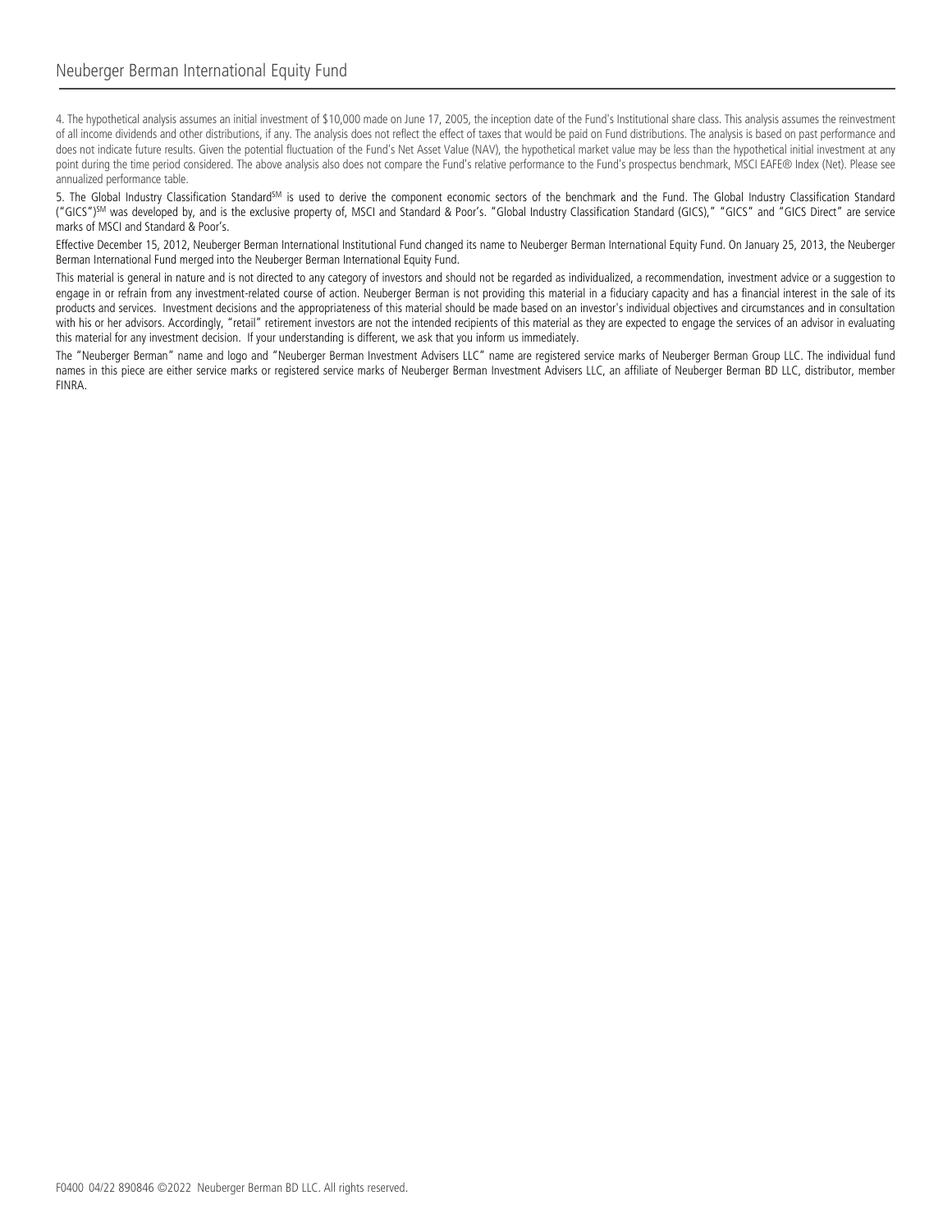4. The hypothetical analysis assumes an initial investment of $10,000 made on June 17, 2005, the inception date of the Fund's Institutional share class. This analysis assumes the reinvestment of all income dividends and other distributions, if any. The analysis does not reflect the effect of taxes that would be paid on Fund distributions. The analysis is based on past performance and does not indicate future results. Given the potential fluctuation of the Fund's Net Asset Value (NAV), the hypothetical market value may be less than the hypothetical initial investment at any point during the time period considered. The above analysis also does not compare the Fund's relative performance to the Fund's prospectus benchmark, MSCI EAFE® Index (Net). Please see annualized performance table.

5. The Global Industry Classification Standard℠ is used to derive the component economic sectors of the benchmark and the Fund. The Global Industry Classification Standard ("GICS")℠ was developed by, and is the exclusive property of, MSCI and Standard & Poor's. "Global Industry Classification Standard (GICS)," "GICS" and "GICS Direct" are service marks of MSCI and Standard & Poor's.

Effective December 15, 2012, Neuberger Berman International Institutional Fund changed its name to Neuberger Berman International Equity Fund. On January 25, 2013, the Neuberger Berman International Fund merged into the Neuberger Berman International Equity Fund.

This material is general in nature and is not directed to any category of investors and should not be regarded as individualized, a recommendation, investment advice or a suggestion to engage in or refrain from any investment-related course of action. Neuberger Berman is not providing this material in a fiduciary capacity and has a financial interest in the sale of its products and services. Investment decisions and the appropriateness of this material should be made based on an investor's individual objectives and circumstances and in consultation with his or her advisors. Accordingly, "retail" retirement investors are not the intended recipients of this material as they are expected to engage the services of an advisor in evaluating this material for any investment decision. If your understanding is different, we ask that you inform us immediately.

The "Neuberger Berman" name and logo and "Neuberger Berman Investment Advisers LLC" name are registered service marks of Neuberger Berman Group LLC. The individual fund names in this piece are either service marks or registered service marks of Neuberger Berman Investment Advisers LLC, an affiliate of Neuberger Berman BD LLC, distributor, member FINRA.

F0400 04/22 890846 ©2022 Neuberger Berman BD LLC. All rights reserved.